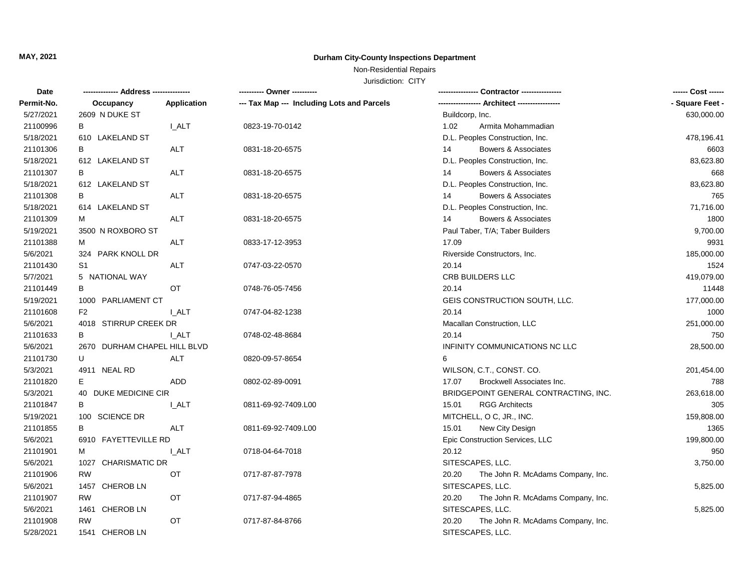**MAY, 2021**

**Durham City-County Inspections Department**

Non-Residential Repairs

Jurisdiction: CITY

| Date | -------------- Address --------------- | | ---------- Owner ---------- | ---------------- Contractor ---------------- | | ------ Cost ------ |
|---|---|---|---|---|---|---|
| Permit-No. | Occupancy | Application | --- Tax Map --- Including Lots and Parcels | ----------------- Architect ----------------- | | - Square Feet - |
| 5/27/2021 | 2609 N DUKE ST | | | Buildcorp, Inc. | | 630,000.00 |
| 21100996 | B | I_ALT | 0823-19-70-0142 | 1.02 | Armita Mohammadian | |
| 5/18/2021 | 610 LAKELAND ST | | | D.L. Peoples Construction, Inc. | | 478,196.41 |
| 21101306 | B | ALT | 0831-18-20-6575 | 14 | Bowers & Associates | 6603 |
| 5/18/2021 | 612 LAKELAND ST | | | D.L. Peoples Construction, Inc. | | 83,623.80 |
| 21101307 | B | ALT | 0831-18-20-6575 | 14 | Bowers & Associates | 668 |
| 5/18/2021 | 612 LAKELAND ST | | | D.L. Peoples Construction, Inc. | | 83,623.80 |
| 21101308 | B | ALT | 0831-18-20-6575 | 14 | Bowers & Associates | 765 |
| 5/18/2021 | 614 LAKELAND ST | | | D.L. Peoples Construction, Inc. | | 71,716.00 |
| 21101309 | M | ALT | 0831-18-20-6575 | 14 | Bowers & Associates | 1800 |
| 5/19/2021 | 3500 N ROXBORO ST | | | Paul Taber, T/A; Taber Builders | | 9,700.00 |
| 21101388 | M | ALT | 0833-17-12-3953 | 17.09 | | 9931 |
| 5/6/2021 | 324 PARK KNOLL DR | | | Riverside Constructors, Inc. | | 185,000.00 |
| 21101430 | S1 | ALT | 0747-03-22-0570 | 20.14 | | 1524 |
| 5/7/2021 | 5 NATIONAL WAY | | | CRB BUILDERS LLC | | 419,079.00 |
| 21101449 | B | OT | 0748-76-05-7456 | 20.14 | | 11448 |
| 5/19/2021 | 1000 PARLIAMENT CT | | | GEIS CONSTRUCTION SOUTH, LLC. | | 177,000.00 |
| 21101608 | F2 | I_ALT | 0747-04-82-1238 | 20.14 | | 1000 |
| 5/6/2021 | 4018 STIRRUP CREEK DR | | | Macallan Construction, LLC | | 251,000.00 |
| 21101633 | B | I_ALT | 0748-02-48-8684 | 20.14 | | 750 |
| 5/6/2021 | 2670 DURHAM CHAPEL HILL BLVD | | | INFINITY COMMUNICATIONS NC LLC | | 28,500.00 |
| 21101730 | U | ALT | 0820-09-57-8654 | 6 | | |
| 5/3/2021 | 4911 NEAL RD | | | WILSON, C.T., CONST. CO. | | 201,454.00 |
| 21101820 | E | ADD | 0802-02-89-0091 | 17.07 | Brockwell Associates Inc. | 788 |
| 5/3/2021 | 40 DUKE MEDICINE CIR | | | BRIDGEPOINT GENERAL CONTRACTING, INC. | | 263,618.00 |
| 21101847 | B | I_ALT | 0811-69-92-7409.L00 | 15.01 | RGG Architects | 305 |
| 5/19/2021 | 100 SCIENCE DR | | | MITCHELL, O C, JR., INC. | | 159,808.00 |
| 21101855 | B | ALT | 0811-69-92-7409.L00 | 15.01 | New City Design | 1365 |
| 5/6/2021 | 6910 FAYETTEVILLE RD | | | Epic Construction Services, LLC | | 199,800.00 |
| 21101901 | M | I_ALT | 0718-04-64-7018 | 20.12 | | 950 |
| 5/6/2021 | 1027 CHARISMATIC DR | | | SITESCAPES, LLC. | | 3,750.00 |
| 21101906 | RW | OT | 0717-87-87-7978 | 20.20 | The John R. McAdams Company, Inc. | |
| 5/6/2021 | 1457 CHEROB LN | | | SITESCAPES, LLC. | | 5,825.00 |
| 21101907 | RW | OT | 0717-87-94-4865 | 20.20 | The John R. McAdams Company, Inc. | |
| 5/6/2021 | 1461 CHEROB LN | | | SITESCAPES, LLC. | | 5,825.00 |
| 21101908 | RW | OT | 0717-87-84-8766 | 20.20 | The John R. McAdams Company, Inc. | |
| 5/28/2021 | 1541 CHEROB LN | | | SITESCAPES, LLC. | | |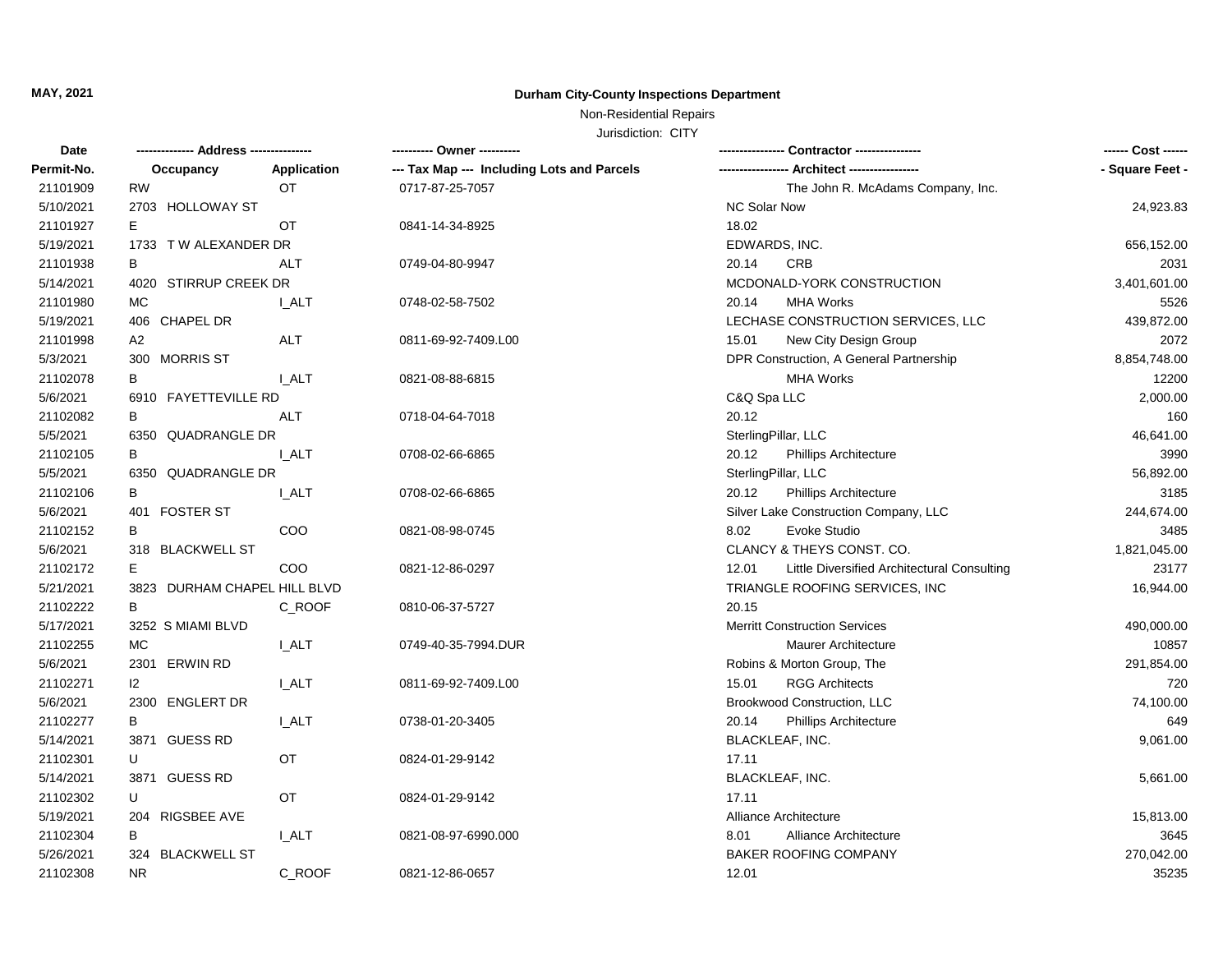**MAY, 2021**

**Durham City-County Inspections Department**

Non-Residential Repairs

Jurisdiction: CITY

| Date | ------------- Address -------------- | | ---------- Owner ---------- | ---------------- Contractor ---------------- | ------ Cost ------ |
|---|---|---|---|---|---|
| Permit-No. | Occupancy | Application | --- Tax Map --- Including Lots and Parcels | ----------------- Architect ----------------- | - Square Feet - |
| 21101909 | RW | OT | 0717-87-25-7057 | The John R. McAdams Company, Inc. | |
| 5/10/2021 | 2703 HOLLOWAY ST | | | NC Solar Now | 24,923.83 |
| 21101927 | E | OT | 0841-14-34-8925 | 18.02 | |
| 5/19/2021 | 1733 T W ALEXANDER DR | | | EDWARDS, INC. | 656,152.00 |
| 21101938 | B | ALT | 0749-04-80-9947 | 20.14 CRB | 2031 |
| 5/14/2021 | 4020 STIRRUP CREEK DR | | | MCDONALD-YORK CONSTRUCTION | 3,401,601.00 |
| 21101980 | MC | I_ALT | 0748-02-58-7502 | 20.14 MHA Works | 5526 |
| 5/19/2021 | 406 CHAPEL DR | | | LECHASE CONSTRUCTION SERVICES, LLC | 439,872.00 |
| 21101998 | A2 | ALT | 0811-69-92-7409.L00 | 15.01 New City Design Group | 2072 |
| 5/3/2021 | 300 MORRIS ST | | | DPR Construction, A General Partnership | 8,854,748.00 |
| 21102078 | B | I_ALT | 0821-08-88-6815 | MHA Works | 12200 |
| 5/6/2021 | 6910 FAYETTEVILLE RD | | | C&Q Spa LLC | 2,000.00 |
| 21102082 | B | ALT | 0718-04-64-7018 | 20.12 | 160 |
| 5/5/2021 | 6350 QUADRANGLE DR | | | SterlingPillar, LLC | 46,641.00 |
| 21102105 | B | I_ALT | 0708-02-66-6865 | 20.12 Phillips Architecture | 3990 |
| 5/5/2021 | 6350 QUADRANGLE DR | | | SterlingPillar, LLC | 56,892.00 |
| 21102106 | B | I_ALT | 0708-02-66-6865 | 20.12 Phillips Architecture | 3185 |
| 5/6/2021 | 401 FOSTER ST | | | Silver Lake Construction Company, LLC | 244,674.00 |
| 21102152 | B | COO | 0821-08-98-0745 | 8.02 Evoke Studio | 3485 |
| 5/6/2021 | 318 BLACKWELL ST | | | CLANCY & THEYS CONST. CO. | 1,821,045.00 |
| 21102172 | E | COO | 0821-12-86-0297 | 12.01 Little Diversified Architectural Consulting | 23177 |
| 5/21/2021 | 3823 DURHAM CHAPEL HILL BLVD | | | TRIANGLE ROOFING SERVICES, INC | 16,944.00 |
| 21102222 | B | C_ROOF | 0810-06-37-5727 | 20.15 | |
| 5/17/2021 | 3252 S MIAMI BLVD | | | Merritt Construction Services | 490,000.00 |
| 21102255 | MC | I_ALT | 0749-40-35-7994.DUR | Maurer Architecture | 10857 |
| 5/6/2021 | 2301 ERWIN RD | | | Robins & Morton Group, The | 291,854.00 |
| 21102271 | I2 | I_ALT | 0811-69-92-7409.L00 | 15.01 RGG Architects | 720 |
| 5/6/2021 | 2300 ENGLERT DR | | | Brookwood Construction, LLC | 74,100.00 |
| 21102277 | B | I_ALT | 0738-01-20-3405 | 20.14 Phillips Architecture | 649 |
| 5/14/2021 | 3871 GUESS RD | | | BLACKLEAF, INC. | 9,061.00 |
| 21102301 | U | OT | 0824-01-29-9142 | 17.11 | |
| 5/14/2021 | 3871 GUESS RD | | | BLACKLEAF, INC. | 5,661.00 |
| 21102302 | U | OT | 0824-01-29-9142 | 17.11 | |
| 5/19/2021 | 204 RIGSBEE AVE | | | Alliance Architecture | 15,813.00 |
| 21102304 | B | I_ALT | 0821-08-97-6990.000 | 8.01 Alliance Architecture | 3645 |
| 5/26/2021 | 324 BLACKWELL ST | | | BAKER ROOFING COMPANY | 270,042.00 |
| 21102308 | NR | C_ROOF | 0821-12-86-0657 | 12.01 | 35235 |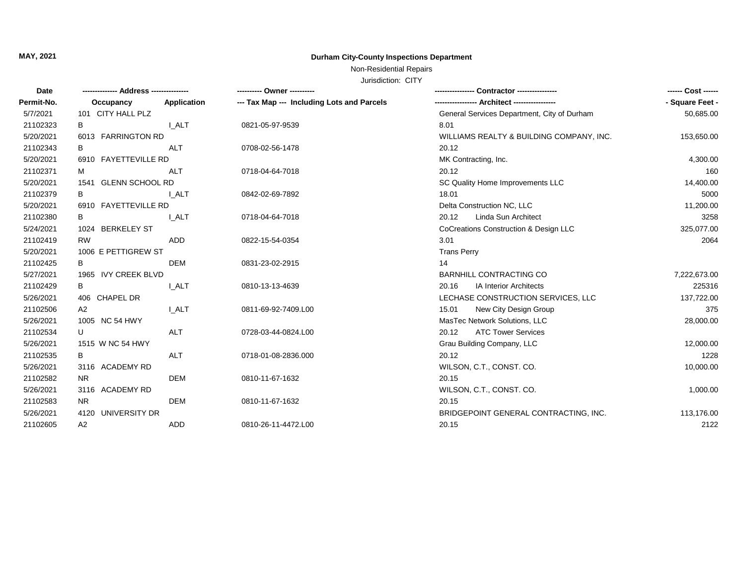**MAY, 2021**

**Durham City-County Inspections Department**

Non-Residential Repairs

Jurisdiction: CITY

| Date / Permit-No. | Address / Occupancy | Application | Owner / Tax Map --- Including Lots and Parcels | Contractor / Architect | Cost / Square Feet |
|---|---|---|---|---|---|
| 5/7/2021 | 101 CITY HALL PLZ | | | General Services Department, City of Durham | 50,685.00 |
| 21102323 | B | I_ALT | 0821-05-97-9539 | 8.01 | |
| 5/20/2021 | 6013 FARRINGTON RD | | | WILLIAMS REALTY & BUILDING COMPANY, INC. | 153,650.00 |
| 21102343 | B | ALT | 0708-02-56-1478 | 20.12 | |
| 5/20/2021 | 6910 FAYETTEVILLE RD | | | MK Contracting, Inc. | 4,300.00 |
| 21102371 | M | ALT | 0718-04-64-7018 | 20.12 | 160 |
| 5/20/2021 | 1541 GLENN SCHOOL RD | | | SC Quality Home Improvements LLC | 14,400.00 |
| 21102379 | B | I_ALT | 0842-02-69-7892 | 18.01 | 5000 |
| 5/20/2021 | 6910 FAYETTEVILLE RD | | | Delta Construction NC, LLC | 11,200.00 |
| 21102380 | B | I_ALT | 0718-04-64-7018 | 20.12 Linda Sun Architect | 3258 |
| 5/24/2021 | 1024 BERKELEY ST | | | CoCreations Construction & Design LLC | 325,077.00 |
| 21102419 | RW | ADD | 0822-15-54-0354 | 3.01 | 2064 |
| 5/20/2021 | 1006 E PETTIGREW ST | | | Trans Perry | |
| 21102425 | B | DEM | 0831-23-02-2915 | 14 | |
| 5/27/2021 | 1965 IVY CREEK BLVD | | | BARNHILL CONTRACTING CO | 7,222,673.00 |
| 21102429 | B | I_ALT | 0810-13-13-4639 | 20.16 IA Interior Architects | 225316 |
| 5/26/2021 | 406 CHAPEL DR | | | LECHASE CONSTRUCTION SERVICES, LLC | 137,722.00 |
| 21102506 | A2 | I_ALT | 0811-69-92-7409.L00 | 15.01 New City Design Group | 375 |
| 5/26/2021 | 1005 NC 54 HWY | | | MasTec Network Solutions, LLC | 28,000.00 |
| 21102534 | U | ALT | 0728-03-44-0824.L00 | 20.12 ATC Tower Services | |
| 5/26/2021 | 1515 W NC 54 HWY | | | Grau Building Company, LLC | 12,000.00 |
| 21102535 | B | ALT | 0718-01-08-2836.000 | 20.12 | 1228 |
| 5/26/2021 | 3116 ACADEMY RD | | | WILSON, C.T., CONST. CO. | 10,000.00 |
| 21102582 | NR | DEM | 0810-11-67-1632 | 20.15 | |
| 5/26/2021 | 3116 ACADEMY RD | | | WILSON, C.T., CONST. CO. | 1,000.00 |
| 21102583 | NR | DEM | 0810-11-67-1632 | 20.15 | |
| 5/26/2021 | 4120 UNIVERSITY DR | | | BRIDGEPOINT GENERAL CONTRACTING, INC. | 113,176.00 |
| 21102605 | A2 | ADD | 0810-26-11-4472.L00 | 20.15 | 2122 |